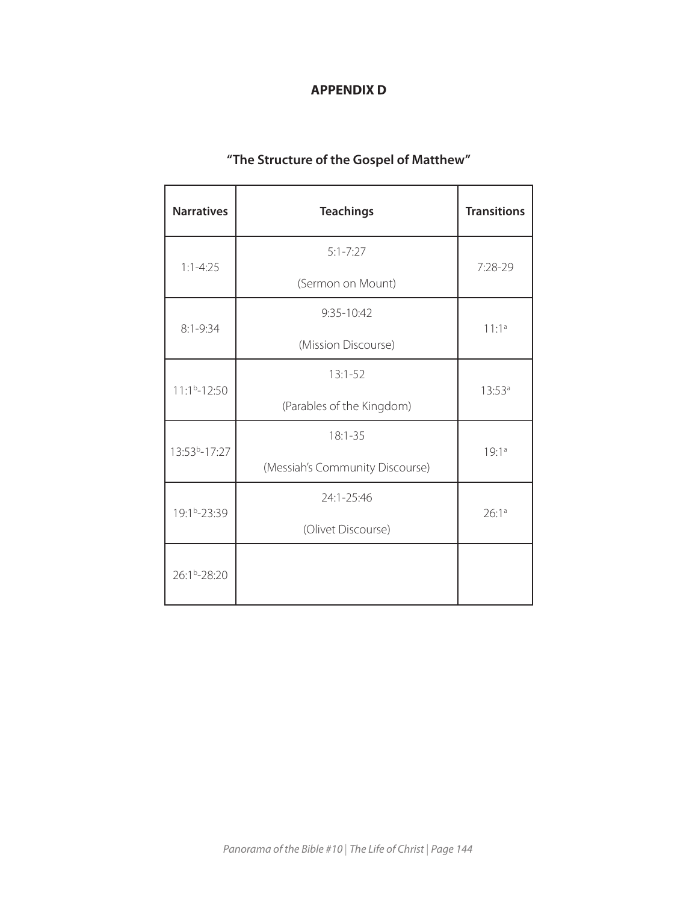# APPENDIX D

## "The Structure of the Gospel of Matthew"

| Narratives | Teachings | Transitions |
|---|---|---|
| 1:1-4:25 | 5:1-7:27 (Sermon on Mount) | 7:28-29 |
| 8:1-9:34 | 9:35-10:42 (Mission Discourse) | 11:1[a] |
| 11:1[b]-12:50 | 13:1-52 (Parables of the Kingdom) | 13:53[a] |
| 13:53[b]-17:27 | 18:1-35 (Messiah's Community Discourse) | 19:1[a] |
| 19:1[b]-23:39 | 24:1-25:46 (Olivet Discourse) | 26:1[a] |
| 26:1[b]-28:20 | | |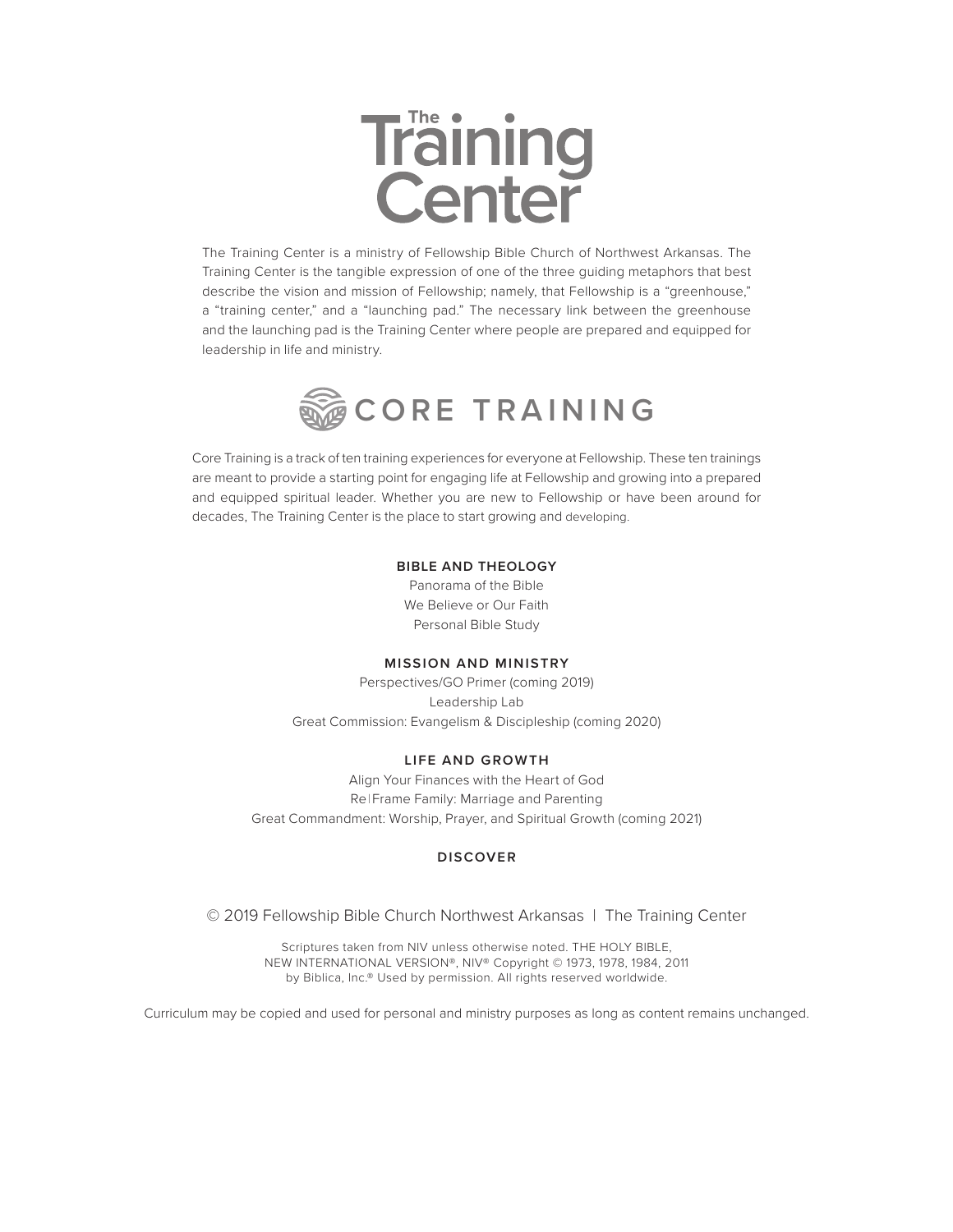# The Training Center

The Training Center is a ministry of Fellowship Bible Church of Northwest Arkansas. The Training Center is the tangible expression of one of the three guiding metaphors that best describe the vision and mission of Fellowship; namely, that Fellowship is a "greenhouse," a "training center," and a "launching pad." The necessary link between the greenhouse and the launching pad is the Training Center where people are prepared and equipped for leadership in life and ministry.

## CORE TRAINING

Core Training is a track of ten training experiences for everyone at Fellowship. These ten trainings are meant to provide a starting point for engaging life at Fellowship and growing into a prepared and equipped spiritual leader. Whether you are new to Fellowship or have been around for decades, The Training Center is the place to start growing and developing.

**BIBLE AND THEOLOGY**

Panorama of the Bible
We Believe or Our Faith
Personal Bible Study

**MISSION AND MINISTRY**

Perspectives/GO Primer (coming 2019)
Leadership Lab
Great Commission: Evangelism & Discipleship (coming 2020)

**LIFE AND GROWTH**

Align Your Finances with the Heart of God
Re|Frame Family: Marriage and Parenting
Great Commandment: Worship, Prayer, and Spiritual Growth (coming 2021)

**DISCOVER**

© 2019 Fellowship Bible Church Northwest Arkansas | The Training Center

Scriptures taken from NIV unless otherwise noted. THE HOLY BIBLE, NEW INTERNATIONAL VERSION®, NIV® Copyright © 1973, 1978, 1984, 2011 by Biblica, Inc.® Used by permission. All rights reserved worldwide.

Curriculum may be copied and used for personal and ministry purposes as long as content remains unchanged.